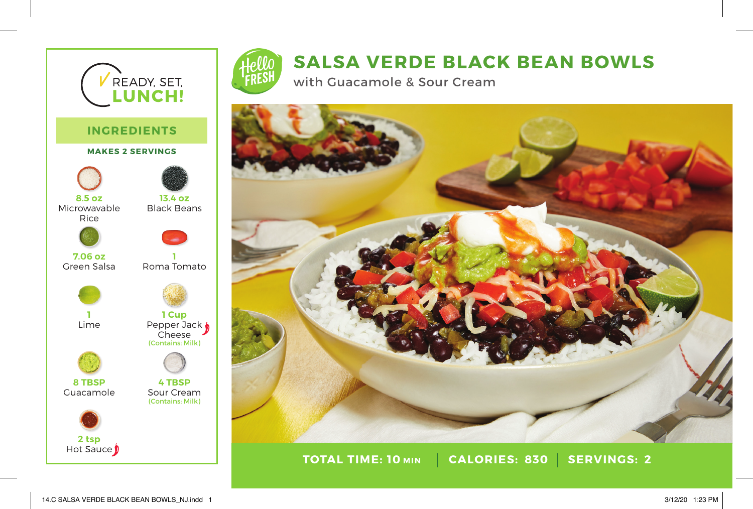# SALSA VERDE BLACK BEAN BOWLS

## with Guacamole & Sour Cream

READY, SET, **LUNCH!**

## INGREDIENTS

**MAKES 2 SERVINGS**

- **8.5 oz** Microwavable Rice
- **13.4 oz** Black Beans
- **7.06 oz** Green Salsa
- **1** Roma Tomato
- **1** Lime
- **1 Cup** Pepper Jack Cheese (Contains: Milk)
- **8 TBSP** Guacamole
- **4 TBSP** Sour Cream (Contains: Milk)
- **2 tsp** Hot Sauce

**TOTAL TIME: 10 MIN | CALORIES: 830 | SERVINGS: 2**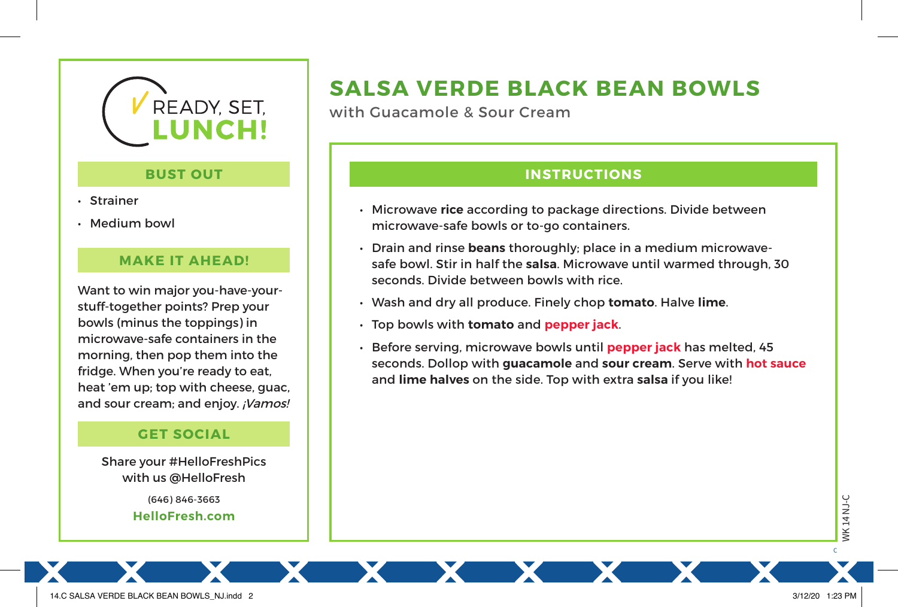READY, SET, **LUNCH!**

## BUST OUT

- Strainer
- Medium bowl

## MAKE IT AHEAD!

Want to win major you-have-your-stuff-together points? Prep your bowls (minus the toppings) in microwave-safe containers in the morning, then pop them into the fridge. When you're ready to eat, heat 'em up; top with cheese, guac, and sour cream; and enjoy. *¡Vamos!*

## GET SOCIAL

Share your #HelloFreshPics with us @HelloFresh

(646) 846-3663

**HelloFresh.com**

# SALSA VERDE BLACK BEAN BOWLS

with Guacamole & Sour Cream

## INSTRUCTIONS

- Microwave **rice** according to package directions. Divide between microwave-safe bowls or to-go containers.
- Drain and rinse **beans** thoroughly; place in a medium microwave-safe bowl. Stir in half the **salsa**. Microwave until warmed through, 30 seconds. Divide between bowls with rice.
- Wash and dry all produce. Finely chop **tomato**. Halve **lime**.
- Top bowls with **tomato** and **pepper jack**.
- Before serving, microwave bowls until **pepper jack** has melted, 45 seconds. Dollop with **guacamole** and **sour cream**. Serve with **hot sauce** and **lime halves** on the side. Top with extra **salsa** if you like!

WK 14 NJ-C